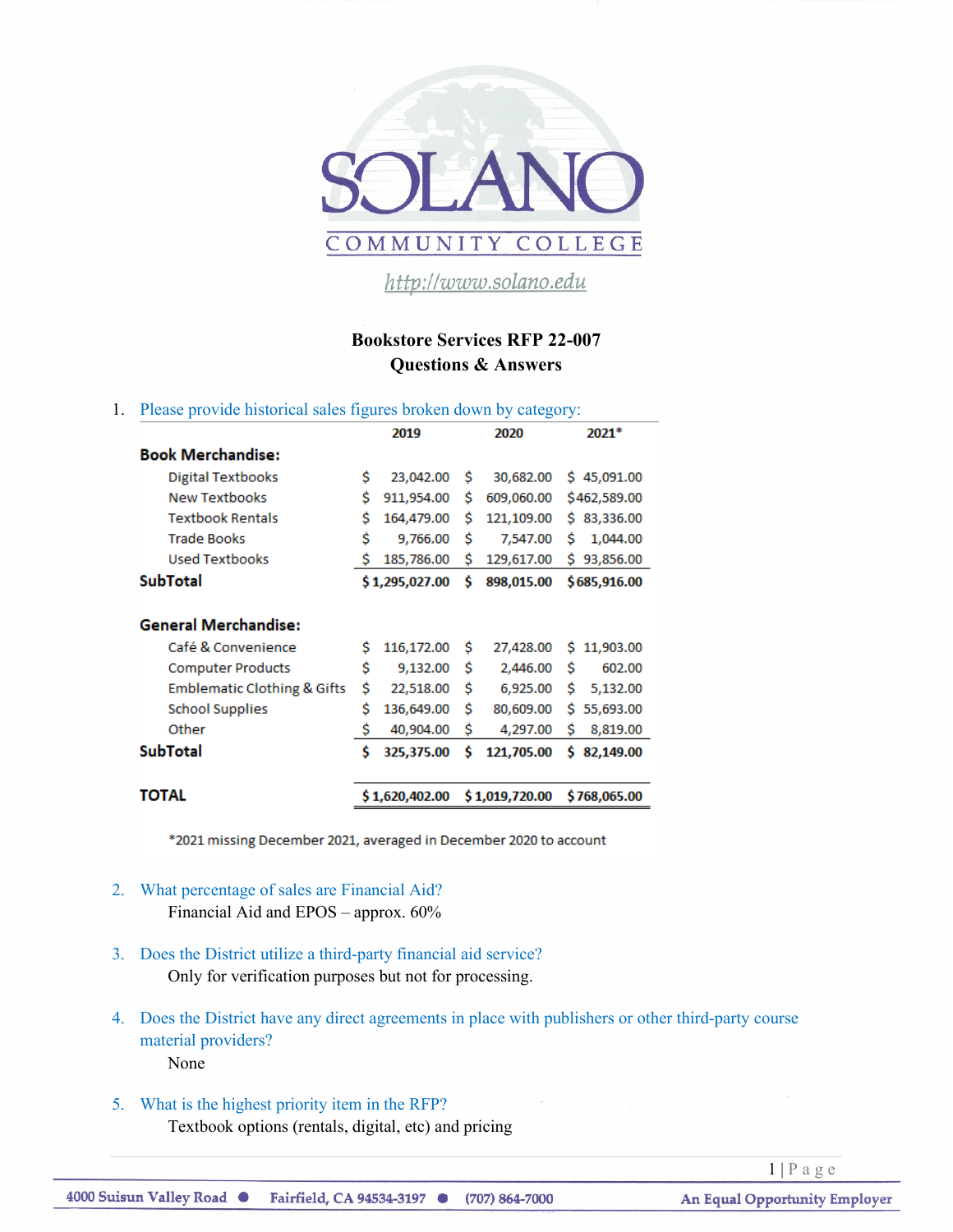# SOLANO

COMMUNITY COLLEGE

http://www.solano.edu

**Bookstore Services RFP 22-007**
**Questions & Answers**

1. Please provide historical sales figures broken down by category:

| | 2019 | 2020 | 2021* |
|---|---|---|---|
| **Book Merchandise:** | | | |
| Digital Textbooks | $ 23,042.00 | $ 30,682.00 | $ 45,091.00 |
| New Textbooks | $ 911,954.00 | $ 609,060.00 | $462,589.00 |
| Textbook Rentals | $ 164,479.00 | $ 121,109.00 | $ 83,336.00 |
| Trade Books | $ 9,766.00 | $ 7,547.00 | $ 1,044.00 |
| Used Textbooks | $ 185,786.00 | $ 129,617.00 | $ 93,856.00 |
| **SubTotal** | **$1,295,027.00** | **$ 898,015.00** | **$685,916.00** |
| **General Merchandise:** | | | |
| Café & Convenience | $ 116,172.00 | $ 27,428.00 | $ 11,903.00 |
| Computer Products | $ 9,132.00 | $ 2,446.00 | $ 602.00 |
| Emblematic Clothing & Gifts | $ 22,518.00 | $ 6,925.00 | $ 5,132.00 |
| School Supplies | $ 136,649.00 | $ 80,609.00 | $ 55,693.00 |
| Other | $ 40,904.00 | $ 4,297.00 | $ 8,819.00 |
| **SubTotal** | **$ 325,375.00** | **$ 121,705.00** | **$ 82,149.00** |
| **TOTAL** | **$1,620,402.00** | **$1,019,720.00** | **$768,065.00** |

*2021 missing December 2021, averaged in December 2020 to account

2. What percentage of sales are Financial Aid?
   Financial Aid and EPOS – approx. 60%

3. Does the District utilize a third-party financial aid service?
   Only for verification purposes but not for processing.

4. Does the District have any direct agreements in place with publishers or other third-party course material providers?
   None

5. What is the highest priority item in the RFP?
   Textbook options (rentals, digital, etc) and pricing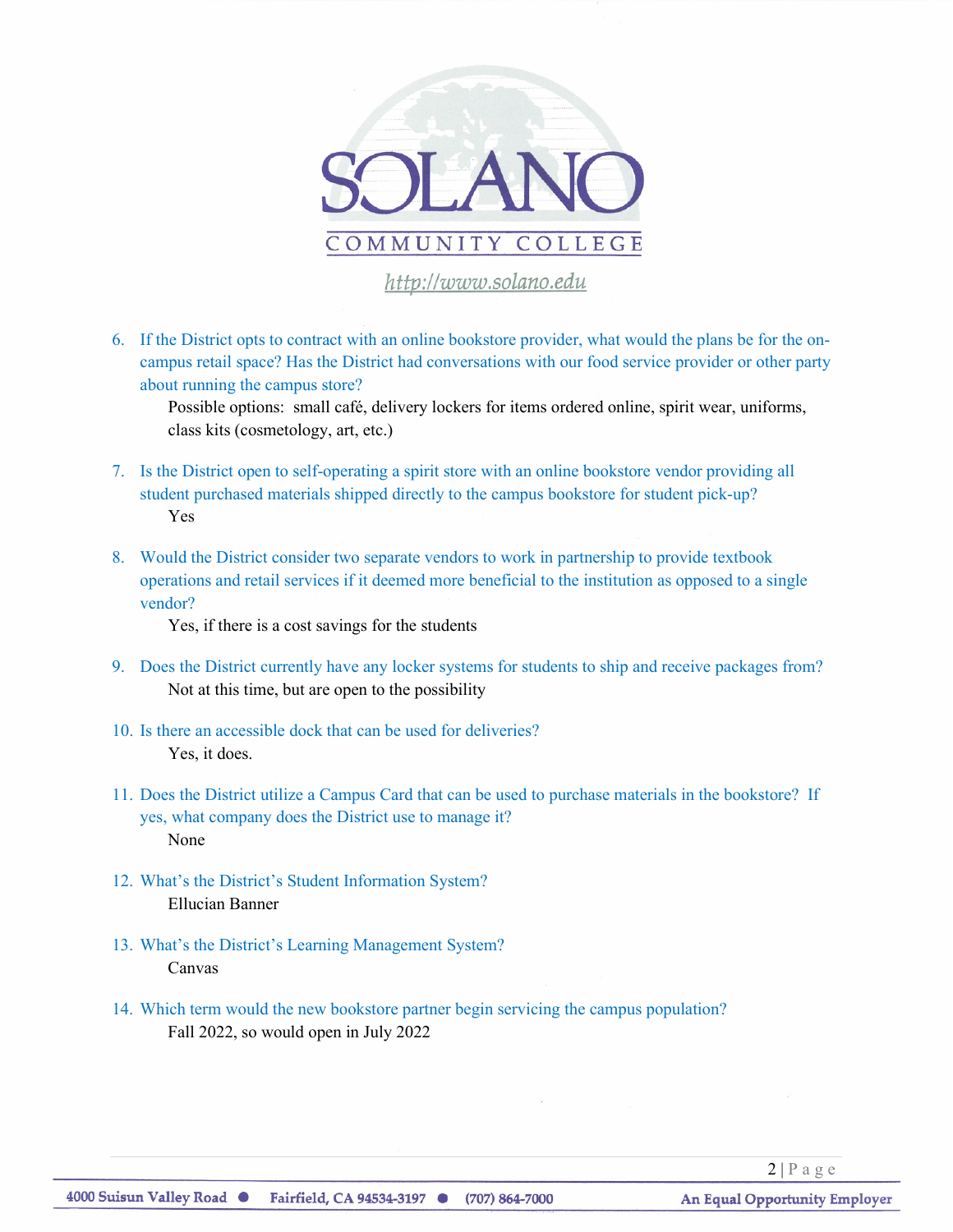6. If the District opts to contract with an online bookstore provider, what would the plans be for the on-campus retail space? Has the District had conversations with our food service provider or other party about running the campus store?

   Possible options: small café, delivery lockers for items ordered online, spirit wear, uniforms, class kits (cosmetology, art, etc.)

7. Is the District open to self-operating a spirit store with an online bookstore vendor providing all student purchased materials shipped directly to the campus bookstore for student pick-up?

   Yes

8. Would the District consider two separate vendors to work in partnership to provide textbook operations and retail services if it deemed more beneficial to the institution as opposed to a single vendor?

   Yes, if there is a cost savings for the students

9. Does the District currently have any locker systems for students to ship and receive packages from?

   Not at this time, but are open to the possibility

10. Is there an accessible dock that can be used for deliveries?

    Yes, it does.

11. Does the District utilize a Campus Card that can be used to purchase materials in the bookstore? If yes, what company does the District use to manage it?

    None

12. What's the District's Student Information System?

    Ellucian Banner

13. What's the District's Learning Management System?

    Canvas

14. Which term would the new bookstore partner begin servicing the campus population?

    Fall 2022, so would open in July 2022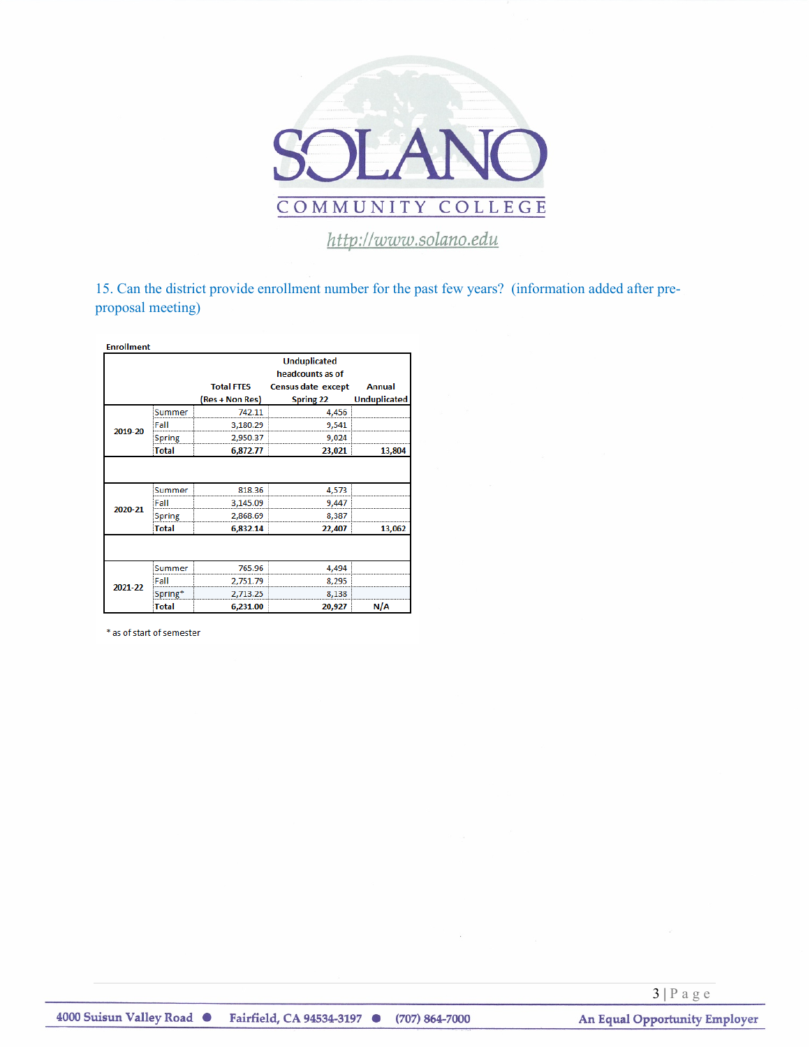15. Can the district provide enrollment number for the past few years? (information added after pre-proposal meeting)

**Enrollment**

| | | Total FTES (Res + Non Res) | Unduplicated headcounts as of Census date except Spring 22 | Annual Unduplicated |
|---|---|---|---|---|
| 2019-20 | Summer | 742.11 | 4,456 | |
| | Fall | 3,180.29 | 9,541 | |
| | Spring | 2,950.37 | 9,024 | |
| | **Total** | **6,872.77** | **23,021** | **13,804** |
| 2020-21 | Summer | 818.36 | 4,573 | |
| | Fall | 3,145.09 | 9,447 | |
| | Spring | 2,868.69 | 8,387 | |
| | **Total** | **6,832.14** | **22,407** | **13,062** |
| 2021-22 | Summer | 765.96 | 4,494 | |
| | Fall | 2,751.79 | 8,295 | |
| | Spring* | 2,713.25 | 8,138 | |
| | **Total** | **6,231.00** | **20,927** | **N/A** |

* as of start of semester